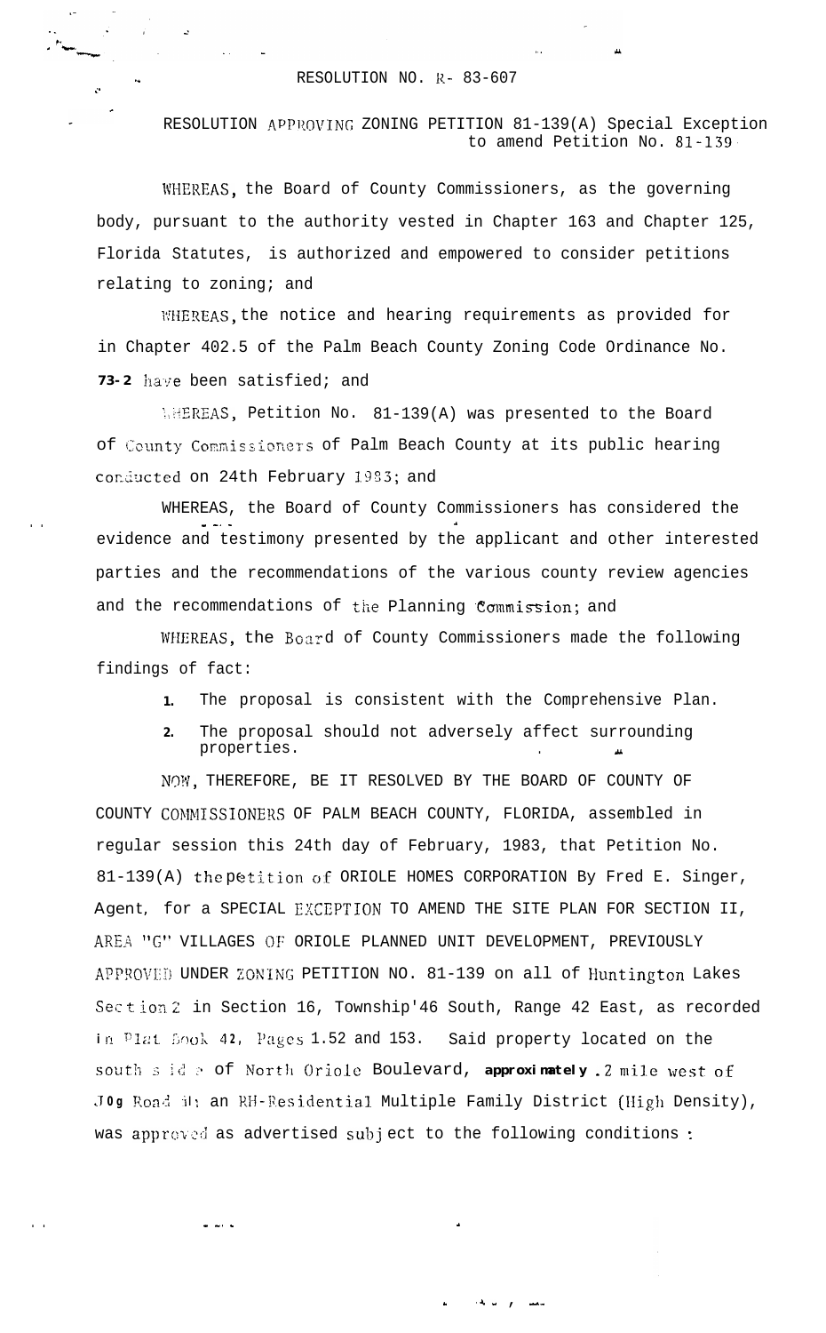RESOLUTION NO. R- 83-607

RESOLUTION APPROVING ZONING PETITION 81-139(A) Special Exception to amend Petition No. 81-139

WHEREAS, the Board of County Commissioners, as the governing body, pursuant to the authority vested in Chapter 163 and Chapter 125, Florida Statutes, is authorized and empowered to consider petitions relating to zoning; and

WHEREAS, the notice and hearing requirements as provided for in Chapter 402.5 of the Palm Beach County Zoning Code Ordinance No. 73-2 have been satisfied; and

WHEREAS, Petition No. 81-139(A) was presented to the Board of County Commissioners of Palm Beach County at its public hearing conducted on 24th February 1983; and

WHEREAS, the Board of County Commissioners has considered the evidence and testimony presented by the applicant and other interested parties and the recommendations of the various county review agencies and the recommendations of the Planning Commission; and

WHEREAS, the Board of County Commissioners made the following findings of fact:

1. The proposal is consistent with the Comprehensive Plan.
2. The proposal should not adversely affect surrounding properties.

NOW, THEREFORE, BE IT RESOLVED BY THE BOARD OF COUNTY OF COUNTY COMMISSIONERS OF PALM BEACH COUNTY, FLORIDA, assembled in regular session this 24th day of February, 1983, that Petition No. 81-139(A) the petition of ORIOLE HOMES CORPORATION By Fred E. Singer, Agent, for a SPECIAL EXCEPTION TO AMEND THE SITE PLAN FOR SECTION II, AREA "G" VILLAGES OF ORIOLE PLANNED UNIT DEVELOPMENT, PREVIOUSLY APPROVED UNDER ZONING PETITION NO. 81-139 on all of Huntington Lakes Section 2 in Section 16, Township'46 South, Range 42 East, as recorded in Plat Book 42, Pages 1.52 and 153. Said property located on the south side of North Oriole Boulevard, approximately .2 mile west of Jog Road in an RH-Residential Multiple Family District (High Density), was approved as advertised subject to the following conditions :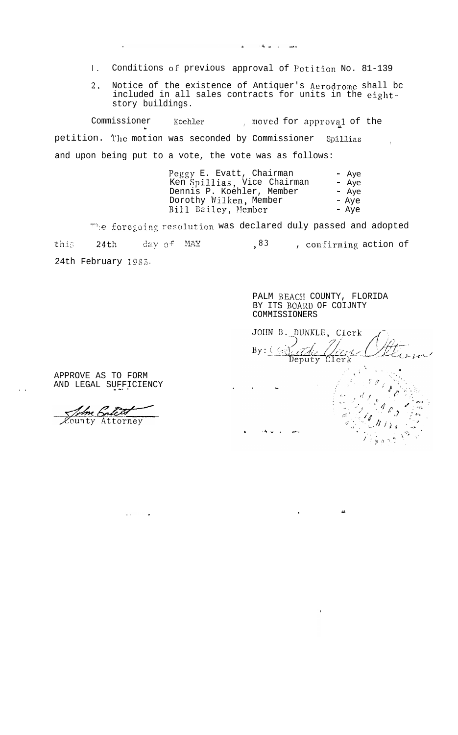1. Conditions of previous approval of Petition No. 81-139

2. Notice of the existence of Antiquer's Aerodrome shall be included in all sales contracts for units in the eight-story buildings.

Commissioner Koehler, moved for approval of the petition. The motion was seconded by Commissioner Spillias and upon being put to a vote, the vote was as follows:

| | |
|---|---|
| Peggy E. Evatt, Chairman | - Aye |
| Ken Spillias, Vice Chairman | - Aye |
| Dennis P. Koehler, Member | - Aye |
| Dorothy Wilken, Member | - Aye |
| Bill Bailey, Member | - Aye |

The foregoing resolution was declared duly passed and adopted this 24th day of MAY, 83, confirming action of 24th February 1983.

PALM BEACH COUNTY, FLORIDA
BY ITS BOARD OF COUNTY COMMISSIONERS

JOHN B. DUNKLE, Clerk

By: ______________________
Deputy Clerk

APPROVE AS TO FORM
AND LEGAL SUFFICIENCY

______________________
County Attorney